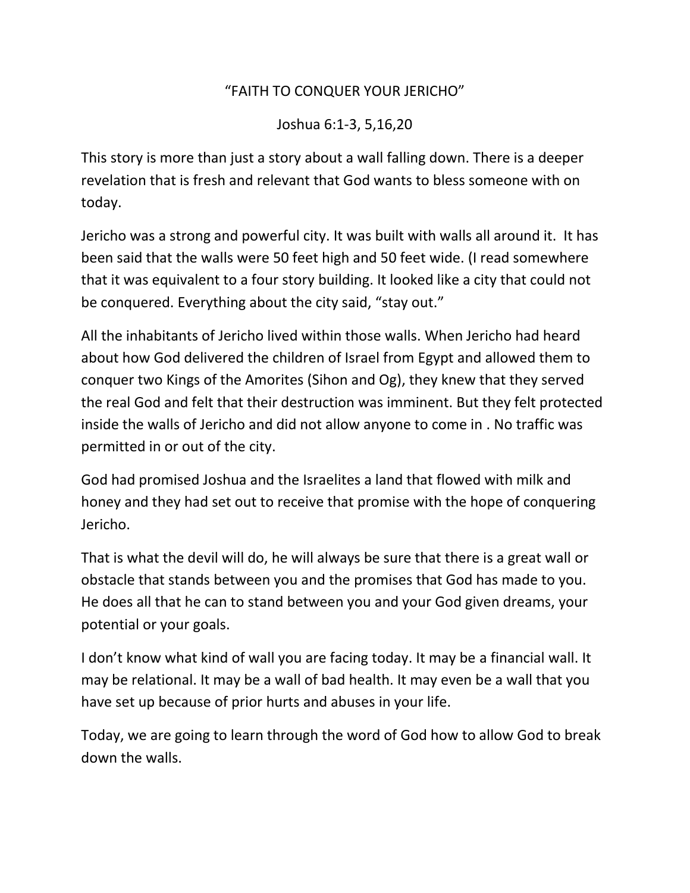# "FAITH TO CONQUER YOUR JERICHO"

Joshua 6:1-3, 5,16,20

This story is more than just a story about a wall falling down. There is a deeper revelation that is fresh and relevant that God wants to bless someone with on today.

Jericho was a strong and powerful city. It was built with walls all around it. It has been said that the walls were 50 feet high and 50 feet wide. (I read somewhere that it was equivalent to a four story building. It looked like a city that could not be conquered. Everything about the city said, "stay out."

All the inhabitants of Jericho lived within those walls. When Jericho had heard about how God delivered the children of Israel from Egypt and allowed them to conquer two Kings of the Amorites (Sihon and Og), they knew that they served the real God and felt that their destruction was imminent. But they felt protected inside the walls of Jericho and did not allow anyone to come in . No traffic was permitted in or out of the city.

God had promised Joshua and the Israelites a land that flowed with milk and honey and they had set out to receive that promise with the hope of conquering Jericho.

That is what the devil will do, he will always be sure that there is a great wall or obstacle that stands between you and the promises that God has made to you. He does all that he can to stand between you and your God given dreams, your potential or your goals.

I don't know what kind of wall you are facing today. It may be a financial wall. It may be relational. It may be a wall of bad health. It may even be a wall that you have set up because of prior hurts and abuses in your life.

Today, we are going to learn through the word of God how to allow God to break down the walls.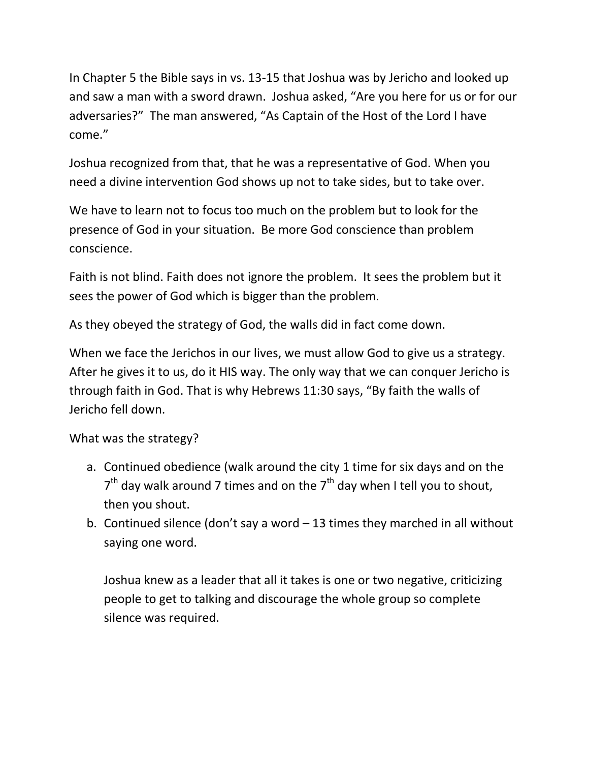In Chapter 5 the Bible says in vs. 13-15 that Joshua was by Jericho and looked up and saw a man with a sword drawn. Joshua asked, "Are you here for us or for our adversaries?" The man answered, "As Captain of the Host of the Lord I have come."

Joshua recognized from that, that he was a representative of God. When you need a divine intervention God shows up not to take sides, but to take over.

We have to learn not to focus too much on the problem but to look for the presence of God in your situation. Be more God conscience than problem conscience.

Faith is not blind. Faith does not ignore the problem. It sees the problem but it sees the power of God which is bigger than the problem.

As they obeyed the strategy of God, the walls did in fact come down.

When we face the Jerichos in our lives, we must allow God to give us a strategy. After he gives it to us, do it HIS way. The only way that we can conquer Jericho is through faith in God. That is why Hebrews 11:30 says, "By faith the walls of Jericho fell down.

What was the strategy?

a. Continued obedience (walk around the city 1 time for six days and on the 7th day walk around 7 times and on the 7th day when I tell you to shout, then you shout.
b. Continued silence (don't say a word – 13 times they marched in all without saying one word.

   Joshua knew as a leader that all it takes is one or two negative, criticizing people to get to talking and discourage the whole group so complete silence was required.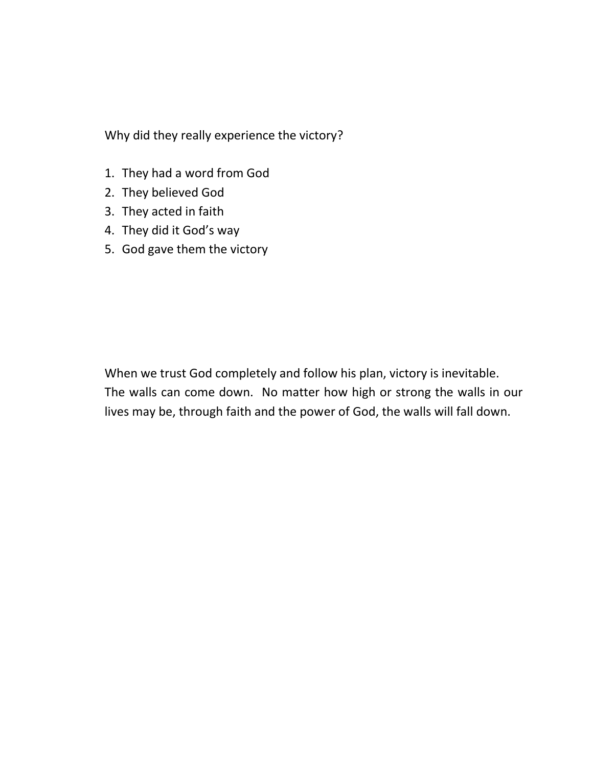Why did they really experience the victory?

1. They had a word from God
2. They believed God
3. They acted in faith
4. They did it God's way
5. God gave them the victory

When we trust God completely and follow his plan, victory is inevitable. The walls can come down. No matter how high or strong the walls in our lives may be, through faith and the power of God, the walls will fall down.